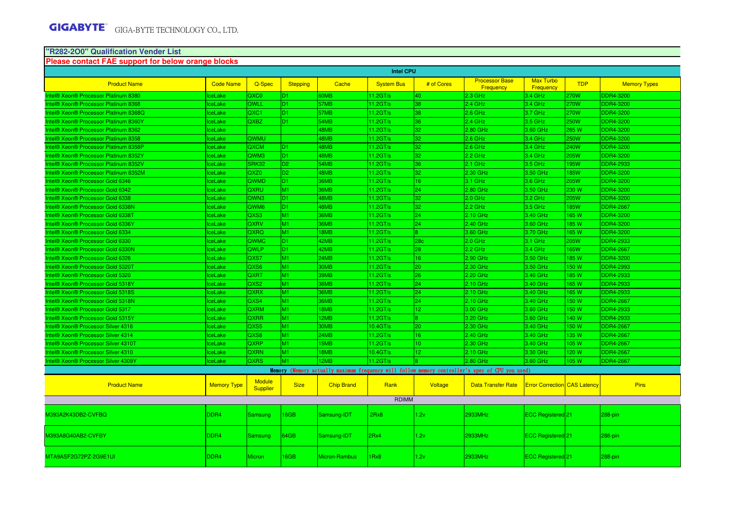**GIGABYTE** GIGA-BYTE TECHNOLOGY CO., LTD.

## "R282-2O0" Qualification Vender List

**Please contact FAE support for below orange blocks**

| Intel CPU | | | | | | | | | | |
|---|---|---|---|---|---|---|---|---|---|---|
| Product Name | Code Name | Q-Spec | Stepping | Cache | System Bus | # of Cores | Processor Base Frequency | Max Turbo Frequency | TDP | Memory Types |
| Intel® Xeon® Processor Platinum 8380 | IceLake | QXC0 | D1 | 60MB | 11.2GT/s | 40 | 2.3 GHz | 3.4 GHz | 270W | DDR4-3200 |
| Intel® Xeon® Processor Platinum 8368 | IceLake | QWLL | D1 | 57MB | 11.2GT/s | 38 | 2.4 GHz | 3.4 GHz | 270W | DDR4-3200 |
| Intel® Xeon® Processor Platinum 8368Q | IceLake | QXC1 | D1 | 57MB | 11.2GT/s | 38 | 2.6 GHz | 3.7 GHz | 270W | DDR4-3200 |
| Intel® Xeon® Processor Platinum 8360Y | IceLake | QXBZ | D1 | 54MB | 11.2GT/s | 36 | 2.4 GHz | 3.5 GHz | 250W | DDR4-3200 |
| Intel® Xeon® Processor Platinum 8362 | IceLake | | | 48MB | 11.2GT/s | 32 | 2.80 GHz | 3.60 GHz | 265 W | DDR4-3200 |
| Intel® Xeon® Processor Platinum 8358 | IceLake | QWMU | | 48MB | 11.2GT/s | 32 | 2.6 GHz | 3.4 GHz | 250W | DDR4-3200 |
| Intel® Xeon® Processor Platinum 8358P | IceLake | QXCM | D1 | 48MB | 11.2GT/s | 32 | 2.6 GHz | 3.4 GHz | 240W | DDR4-3200 |
| Intel® Xeon® Processor Platinum 8352Y | IceLake | QWM3 | D1 | 48MB | 11.2GT/s | 32 | 2.2 GHz | 3.4 GHz | 205W | DDR4-3200 |
| Intel® Xeon® Processor Platinum 8352V | IceLake | SRK32 | D2 | 54MB | 11.2GT/s | 36 | 2.1 GHz | 3.5 GHz | 195W | DDR4-2933 |
| Intel® Xeon® Processor Platinum 8352M | IceLake | QXZ0 | D2 | 48MB | 11.2GT/s | 32 | 2.30 GHz | 3.50 GHz | 185W | DDR4-3200 |
| Intel® Xeon® Processor Gold 6346 | IceLake | QWMD | D1 | 36MB | 11.2GT/s | 16 | 3.1 GHz | 3.6 GHz | 205W | DDR4-3200 |
| Intel® Xeon® Processor Gold 6342 | IceLake | QXRU | M1 | 36MB | 11.2GT/s | 24 | 2.80 GHz | 3.50 GHz | 230 W | DDR4-3200 |
| Intel® Xeon® Processor Gold 6338 | IceLake | QWN3 | D1 | 48MB | 11.2GT/s | 32 | 2.0 GHz | 3.2 GHz | 205W | DDR4-3200 |
| Intel® Xeon® Processor Gold 6338N | IceLake | QWM6 | D1 | 48MB | 11.2GT/s | 32 | 2.2 GHz | 3.5 GHz | 185W | DDR4-2667 |
| Intel® Xeon® Processor Gold 6338T | IceLake | QXS3 | M1 | 36MB | 11.2GT/s | 24 | 2.10 GHz | 3.40 GHz | 165 W | DDR4-3200 |
| Intel® Xeon® Processor Gold 6336Y | IceLake | QXRV | M1 | 36MB | 11.2GT/s | 24 | 2.40 GHz | 3.60 GHz | 185 W | DDR4-3200 |
| Intel® Xeon® Processor Gold 6334 | IceLake | QXRQ | M1 | 18MB | 11.2GT/s | 8 | 3.60 GHz | 3.70 GHz | 165 W | DDR4-3200 |
| Intel® Xeon® Processor Gold 6330 | IceLake | QWMC | D1 | 42MB | 11.2GT/s | 28c | 2.0 GHz | 3.1 GHz | 205W | DDR4-2933 |
| Intel® Xeon® Processor Gold 6330N | IceLake | QWLP | D1 | 42MB | 11.2GT/s | 28 | 2.2 GHz | 3.4 GHz | 165W | DDR4-2667 |
| Intel® Xeon® Processor Gold 6326 | IceLake | QXS7 | M1 | 24MB | 11.2GT/s | 16 | 2.90 GHz | 3.50 GHz | 185 W | DDR4-3200 |
| Intel® Xeon® Processor Gold 5320T | IceLake | QXS6 | M1 | 30MB | 11.2GT/s | 20 | 2.30 GHz | 3.50 GHz | 150 W | DDR4-2993 |
| Intel® Xeon® Processor Gold 5320 | IceLake | QXRT | M1 | 39MB | 11.2GT/s | 26 | 2.20 GHz | 3.40 GHz | 185 W | DDR4-2933 |
| Intel® Xeon® Processor Gold 5318Y | IceLake | QXS2 | M1 | 36MB | 11.2GT/s | 24 | 2.10 GHz | 3.40 GHz | 165 W | DDR4-2933 |
| Intel® Xeon® Processor Gold 5318S | IceLake | QXRX | M1 | 36MB | 11.2GT/s | 24 | 2.10 GHz | 3.40 GHz | 165 W | DDR4-2933 |
| Intel® Xeon® Processor Gold 5318N | IceLake | QXS4 | M1 | 36MB | 11.2GT/s | 24 | 2.10 GHz | 3.40 GHz | 150 W | DDR4-2667 |
| Intel® Xeon® Processor Gold 5317 | IceLake | QXRM | M1 | 18MB | 11.2GT/s | 12 | 3.00 GHz | 3.60 GHz | 150 W | DDR4-2933 |
| Intel® Xeon® Processor Gold 5315Y | IceLake | QXRR | M1 | 12MB | 11.2GT/s | 8 | 3.20 GHz | 3.60 GHz | 140 W | DDR4-2933 |
| Intel® Xeon® Processor Silver 4316 | IceLake | QXS5 | M1 | 30MB | 10.4GT/s | 20 | 2.30 GHz | 3.40 GHz | 150 W | DDR4-2667 |
| Intel® Xeon® Processor Silver 4314 | IceLake | QXS8 | M1 | 24MB | 11.2GT/s | 16 | 2.40 GHz | 3.40 GHz | 135 W | DDR4-2667 |
| Intel® Xeon® Processor Silver 4310T | IceLake | QXRP | M1 | 15MB | 11.2GT/s | 10 | 2.30 GHz | 3.40 GHz | 105 W | DDR4-2667 |
| Intel® Xeon® Processor Silver 4310 | IceLake | QXRN | M1 | 18MB | 10.4GT/s | 12 | 2.10 GHz | 3.30 GHz | 120 W | DDR4-2667 |
| Intel® Xeon® Processor Silver 4309Y | IceLake | QXRS | M1 | 12MB | 11.2GT/s | 8 | 2.80 GHz | 3.60 GHz | 105 W | DDR4-2667 |

| Memory (Memory actually maximum frequency will follow memory controller's spec of CPU you used) | | | | | | | | | | |
|---|---|---|---|---|---|---|---|---|---|---|
| Product Name | Memory Type | Module Supplier | Size | Chip Brand | Rank | Voltage | Data Transfer Rate | Error Correction | CAS Latency | Pins |
| RDIMM | | | | | | | | | | |
| M393A2K43DB2-CVFBQ | DDR4 | Samsung | 16GB | Samsung-IDT | 2Rx8 | 1.2v | 2933MHz | ECC Registered | 21 | 288-pin |
| M393A8G40AB2-CVFBY | DDR4 | Samsung | 64GB | Samsung-IDT | 2Rx4 | 1.2v | 2933MHz | ECC Registered | 21 | 288-pin |
| MTA9ASF2G72PZ-2G9E1UI | DDR4 | Micron | 16GB | Micron-Rambus | 1Rx8 | 1.2v | 2933MHz | ECC Registered | 21 | 288-pin |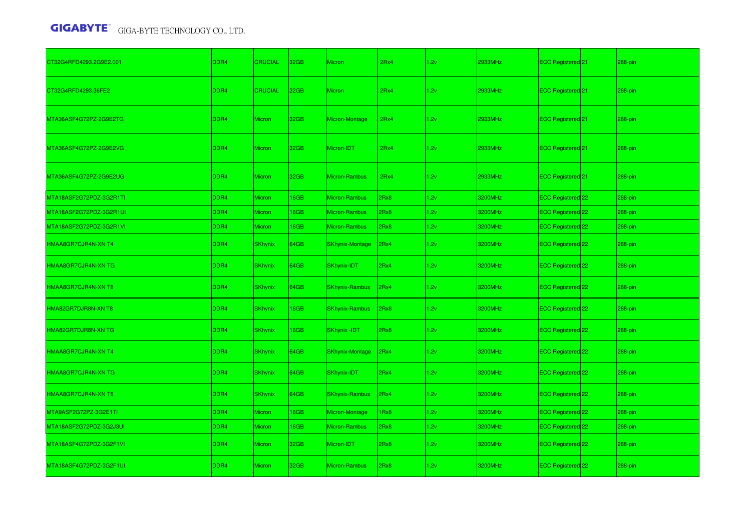| | | | | | | | | | | |
|---|---|---|---|---|---|---|---|---|---|---|
| CT32G4RFD4293.2G9E2.001 | DDR4 | CRUCIAL | 32GB | Micron | 2Rx4 | 1.2v | 2933MHz | ECC Registered | 21 | 288-pin |
| CT32G4RFD4293.36FE2 | DDR4 | CRUCIAL | 32GB | Micron | 2Rx4 | 1.2v | 2933MHz | ECC Registered | 21 | 288-pin |
| MTA36ASF4G72PZ-2G9E2TG | DDR4 | Micron | 32GB | Micron-Montage | 2Rx4 | 1.2v | 2933MHz | ECC Registered | 21 | 288-pin |
| MTA36ASF4G72PZ-2G9E2VG | DDR4 | Micron | 32GB | Micron-IDT | 2Rx4 | 1.2v | 2933MHz | ECC Registered | 21 | 288-pin |
| MTA36ASF4G72PZ-2G9E2UG | DDR4 | Micron | 32GB | Micron-Rambus | 2Rx4 | 1.2v | 2933MHz | ECC Registered | 21 | 288-pin |
| MTA18ASF2G72PDZ-3G2R1TI | DDR4 | Micron | 16GB | Micron-Rambus | 2Rx8 | 1.2v | 3200MHz | ECC Registered | 22 | 288-pin |
| MTA18ASF2G72PDZ-3G2R1UI | DDR4 | Micron | 16GB | Micron-Rambus | 2Rx8 | 1.2v | 3200MHz | ECC Registered | 22 | 288-pin |
| MTA18ASF2G72PDZ-3G2R1VI | DDR4 | Micron | 16GB | Micron-Rambus | 2Rx8 | 1.2v | 3200MHz | ECC Registered | 22 | 288-pin |
| HMAA8GR7CJR4N-XN T4 | DDR4 | SKhynix | 64GB | SKhynix-Montage | 2Rx4 | 1.2v | 3200MHz | ECC Registered | 22 | 288-pin |
| HMAA8GR7CJR4N-XN TG | DDR4 | SKhynix | 64GB | SKhynix-IDT | 2Rx4 | 1.2v | 3200MHz | ECC Registered | 22 | 288-pin |
| HMAA8GR7CJR4N-XN T8 | DDR4 | SKhynix | 64GB | SKhynix-Rambus | 2Rx4 | 1.2v | 3200MHz | ECC Registered | 22 | 288-pin |
| HMA82GR7DJR8N-XN T8 | DDR4 | SKhynix | 16GB | SKhynix-Rambus | 2Rx8 | 1.2v | 3200MHz | ECC Registered | 22 | 288-pin |
| HMA82GR7DJR8N-XN TG | DDR4 | SKhynix | 16GB | SKhynix -IDT | 2Rx8 | 1.2v | 3200MHz | ECC Registered | 22 | 288-pin |
| HMAA8GR7CJR4N-XN T4 | DDR4 | SKhynix | 64GB | SKhynix-Montage | 2Rx4 | 1.2v | 3200MHz | ECC Registered | 22 | 288-pin |
| HMAA8GR7CJR4N-XN TG | DDR4 | SKhynix | 64GB | SKhynix-IDT | 2Rx4 | 1.2v | 3200MHz | ECC Registered | 22 | 288-pin |
| HMAA8GR7CJR4N-XN T8 | DDR4 | SKhynix | 64GB | SKhynix-Rambus | 2Rx4 | 1.2v | 3200MHz | ECC Registered | 22 | 288-pin |
| MTA9ASF2G72PZ-3G2E1TI | DDR4 | Micron | 16GB | Micron-Montage | 1Rx8 | 1.2v | 3200MHz | ECC Registered | 22 | 288-pin |
| MTA18ASF2G72PDZ-3G2J3UI | DDR4 | Micron | 16GB | Micron-Rambus | 2Rx8 | 1.2v | 3200MHz | ECC Registered | 22 | 288-pin |
| MTA18ASF4G72PDZ-3G2F1VI | DDR4 | Micron | 32GB | Micron-IDT | 2Rx8 | 1.2v | 3200MHz | ECC Registered | 22 | 288-pin |
| MTA18ASF4G72PDZ-3G2F1UI | DDR4 | Micron | 32GB | Micron-Rambus | 2Rx8 | 1.2v | 3200MHz | ECC Registered | 22 | 288-pin |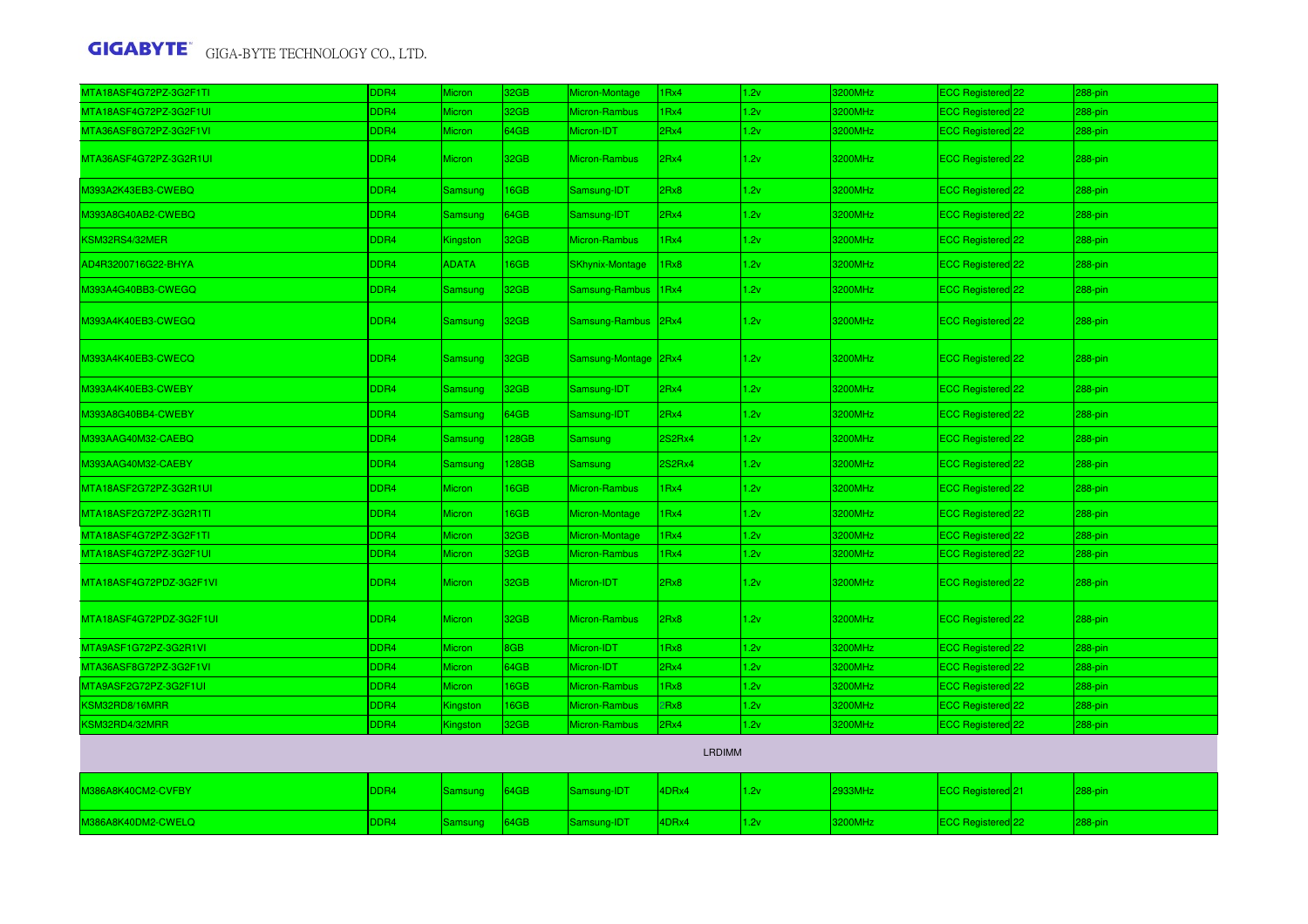| MTA18ASF4G72PZ-3G2F1TI | DDR4 | Micron | 32GB | Micron-Montage | 1Rx4 | 1.2v | 3200MHz | ECC Registered | 22 | 288-pin |
|---|---|---|---|---|---|---|---|---|---|---|
| MTA18ASF4G72PZ-3G2F1UI | DDR4 | Micron | 32GB | Micron-Rambus | 1Rx4 | 1.2v | 3200MHz | ECC Registered | 22 | 288-pin |
| MTA36ASF8G72PZ-3G2F1VI | DDR4 | Micron | 64GB | Micron-IDT | 2Rx4 | 1.2v | 3200MHz | ECC Registered | 22 | 288-pin |
| MTA36ASF4G72PZ-3G2R1UI | DDR4 | Micron | 32GB | Micron-Rambus | 2Rx4 | 1.2v | 3200MHz | ECC Registered | 22 | 288-pin |
| M393A2K43EB3-CWEBQ | DDR4 | Samsung | 16GB | Samsung-IDT | 2Rx8 | 1.2v | 3200MHz | ECC Registered | 22 | 288-pin |
| M393A8G40AB2-CWEBQ | DDR4 | Samsung | 64GB | Samsung-IDT | 2Rx4 | 1.2v | 3200MHz | ECC Registered | 22 | 288-pin |
| KSM32RS4/32MER | DDR4 | Kingston | 32GB | Micron-Rambus | 1Rx4 | 1.2v | 3200MHz | ECC Registered | 22 | 288-pin |
| AD4R3200716G22-BHYA | DDR4 | ADATA | 16GB | SKhynix-Montage | 1Rx8 | 1.2v | 3200MHz | ECC Registered | 22 | 288-pin |
| M393A4G40BB3-CWEGQ | DDR4 | Samsung | 32GB | Samsung-Rambus | 1Rx4 | 1.2v | 3200MHz | ECC Registered | 22 | 288-pin |
| M393A4K40EB3-CWEGQ | DDR4 | Samsung | 32GB | Samsung-Rambus | 2Rx4 | 1.2v | 3200MHz | ECC Registered | 22 | 288-pin |
| M393A4K40EB3-CWECQ | DDR4 | Samsung | 32GB | Samsung-Montage | 2Rx4 | 1.2v | 3200MHz | ECC Registered | 22 | 288-pin |
| M393A4K40EB3-CWEBY | DDR4 | Samsung | 32GB | Samsung-IDT | 2Rx4 | 1.2v | 3200MHz | ECC Registered | 22 | 288-pin |
| M393A8G40BB4-CWEBY | DDR4 | Samsung | 64GB | Samsung-IDT | 2Rx4 | 1.2v | 3200MHz | ECC Registered | 22 | 288-pin |
| M393AAG40M32-CAEBQ | DDR4 | Samsung | 128GB | Samsung | 2S2Rx4 | 1.2v | 3200MHz | ECC Registered | 22 | 288-pin |
| M393AAG40M32-CAEBY | DDR4 | Samsung | 128GB | Samsung | 2S2Rx4 | 1.2v | 3200MHz | ECC Registered | 22 | 288-pin |
| MTA18ASF2G72PZ-3G2R1UI | DDR4 | Micron | 16GB | Micron-Rambus | 1Rx4 | 1.2v | 3200MHz | ECC Registered | 22 | 288-pin |
| MTA18ASF2G72PZ-3G2R1TI | DDR4 | Micron | 16GB | Micron-Montage | 1Rx4 | 1.2v | 3200MHz | ECC Registered | 22 | 288-pin |
| MTA18ASF4G72PZ-3G2F1TI | DDR4 | Micron | 32GB | Micron-Montage | 1Rx4 | 1.2v | 3200MHz | ECC Registered | 22 | 288-pin |
| MTA18ASF4G72PZ-3G2F1UI | DDR4 | Micron | 32GB | Micron-Rambus | 1Rx4 | 1.2v | 3200MHz | ECC Registered | 22 | 288-pin |
| MTA18ASF4G72PDZ-3G2F1VI | DDR4 | Micron | 32GB | Micron-IDT | 2Rx8 | 1.2v | 3200MHz | ECC Registered | 22 | 288-pin |
| MTA18ASF4G72PDZ-3G2F1UI | DDR4 | Micron | 32GB | Micron-Rambus | 2Rx8 | 1.2v | 3200MHz | ECC Registered | 22 | 288-pin |
| MTA9ASF1G72PZ-3G2R1VI | DDR4 | Micron | 8GB | Micron-IDT | 1Rx8 | 1.2v | 3200MHz | ECC Registered | 22 | 288-pin |
| MTA36ASF8G72PZ-3G2F1VI | DDR4 | Micron | 64GB | Micron-IDT | 2Rx4 | 1.2v | 3200MHz | ECC Registered | 22 | 288-pin |
| MTA9ASF2G72PZ-3G2F1UI | DDR4 | Micron | 16GB | Micron-Rambus | 1Rx8 | 1.2v | 3200MHz | ECC Registered | 22 | 288-pin |
| KSM32RD8/16MRR | DDR4 | Kingston | 16GB | Micron-Rambus | 2Rx8 | 1.2v | 3200MHz | ECC Registered | 22 | 288-pin |
| KSM32RD4/32MRR | DDR4 | Kingston | 32GB | Micron-Rambus | 2Rx4 | 1.2v | 3200MHz | ECC Registered | 22 | 288-pin |
| | | | | | LRDIMM | | | | | |
| M386A8K40CM2-CVFBY | DDR4 | Samsung | 64GB | Samsung-IDT | 4DRx4 | 1.2v | 2933MHz | ECC Registered | 21 | 288-pin |
| M386A8K40DM2-CWELQ | DDR4 | Samsung | 64GB | Samsung-IDT | 4DRx4 | 1.2v | 3200MHz | ECC Registered | 22 | 288-pin |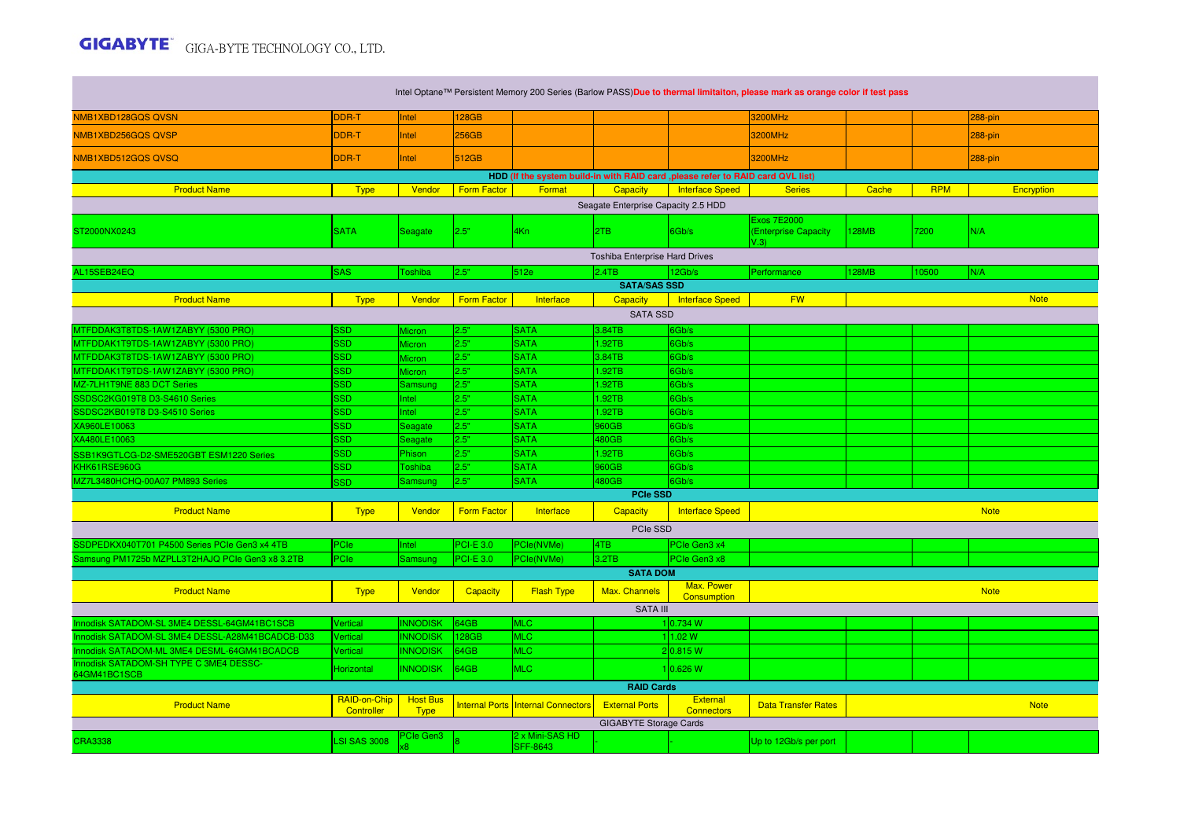| | | | | | | | | | | |
|---|---|---|---|---|---|---|---|---|---|---|
| Intel Optane™ Persistent Memory 200 Series (Barlow PASS) **Due to thermal limitaiton, please mark as orange color if test pass** | | | | | | | | | | |
| NMB1XBD128GQS QVSN | DDR-T | Intel | 128GB | | | | 3200MHz | | | 288-pin |
| NMB1XBD256GQS QVSP | DDR-T | Intel | 256GB | | | | 3200MHz | | | 288-pin |
| NMB1XBD512GQS QVSQ | DDR-T | Intel | 512GB | | | | 3200MHz | | | 288-pin |

**HDD (If the system build-in with RAID card ,please refer to RAID card QVL list)**

| Product Name | Type | Vendor | Form Factor | Format | Capacity | Interface Speed | Series | Cache | RPM | Encryption |
|---|---|---|---|---|---|---|---|---|---|---|
| Seagate Enterprise Capacity 2.5 HDD | | | | | | | | | | |
| ST2000NX0243 | SATA | Seagate | 2.5" | 4Kn | 2TB | 6Gb/s | Exos 7E2000 (Enterprise Capacity V.3) | 128MB | 7200 | N/A |
| Toshiba Enterprise Hard Drives | | | | | | | | | | |
| AL15SEB24EQ | SAS | Toshiba | 2.5" | 512e | 2.4TB | 12Gb/s | Performance | 128MB | 10500 | N/A |

**SATA/SAS SSD**

| Product Name | Type | Vendor | Form Factor | Interface | Capacity | Interface Speed | FW | Note |
|---|---|---|---|---|---|---|---|---|
| SATA SSD | | | | | | | | |
| MTFDDAK3T8TDS-1AW1ZABYY (5300 PRO) | SSD | Micron | 2.5" | SATA | 3.84TB | 6Gb/s | | |
| MTFDDAK1T9TDS-1AW1ZABYY (5300 PRO) | SSD | Micron | 2.5" | SATA | 1.92TB | 6Gb/s | | |
| MTFDDAK3T8TDS-1AW1ZABYY (5300 PRO) | SSD | Micron | 2.5" | SATA | 3.84TB | 6Gb/s | | |
| MTFDDAK1T9TDS-1AW1ZABYY (5300 PRO) | SSD | Micron | 2.5" | SATA | 1.92TB | 6Gb/s | | |
| MZ-7LH1T9NE 883 DCT Series | SSD | Samsung | 2.5" | SATA | 1.92TB | 6Gb/s | | |
| SSDSC2KG019T8 D3-S4610 Series | SSD | Intel | 2.5" | SATA | 1.92TB | 6Gb/s | | |
| SSDSC2KB019T8 D3-S4510 Series | SSD | Intel | 2.5" | SATA | 1.92TB | 6Gb/s | | |
| XA960LE10063 | SSD | Seagate | 2.5" | SATA | 960GB | 6Gb/s | | |
| XA480LE10063 | SSD | Seagate | 2.5" | SATA | 480GB | 6Gb/s | | |
| SSB1K9GTLCG-D2-SME520GBT ESM1220 Series | SSD | Phison | 2.5" | SATA | 1.92TB | 6Gb/s | | |
| KHK61RSE960G | SSD | Toshiba | 2.5" | SATA | 960GB | 6Gb/s | | |
| MZ7L3480HCHQ-00A07 PM893 Series | SSD | Samsung | 2.5" | SATA | 480GB | 6Gb/s | | |

**PCIe SSD**

| Product Name | Type | Vendor | Form Factor | Interface | Capacity | Interface Speed | Note |
|---|---|---|---|---|---|---|---|
| PCIe SSD | | | | | | | |
| SSDPEDKX040T701 P4500 Series PCIe Gen3 x4 4TB | PCIe | Intel | PCI-E 3.0 | PCIe(NVMe) | 4TB | PCIe Gen3 x4 | |
| Samsung PM1725b MZPLL3T2HAJQ PCIe Gen3 x8 3.2TB | PCIe | Samsung | PCI-E 3.0 | PCIe(NVMe) | 3.2TB | PCIe Gen3 x8 | |

**SATA DOM**

| Product Name | Type | Vendor | Capacity | Flash Type | Max. Channels | Max. Power Consumption | Note |
|---|---|---|---|---|---|---|---|
| SATA III | | | | | | | |
| Innodisk SATADOM-SL 3ME4 DESSL-64GM41BC1SCB | Vertical | INNODISK | 64GB | MLC | 1 | 0.734 W | |
| Innodisk SATADOM-SL 3ME4 DESSL-A28M41BCADCB-D33 | Vertical | INNODISK | 128GB | MLC | 1 | 1.02 W | |
| Innodisk SATADOM-ML 3ME4 DESML-64GM41BCADCB | Vertical | INNODISK | 64GB | MLC | 2 | 0.815 W | |
| Innodisk SATADOM-SH TYPE C 3ME4 DESSC-64GM41BC1SCB | Horizontal | INNODISK | 64GB | MLC | 1 | 0.626 W | |

**RAID Cards**

| Product Name | RAID-on-Chip Controller | Host Bus Type | Internal Ports | Internal Connectors | External Ports | External Connectors | Data Transfer Rates | Note |
|---|---|---|---|---|---|---|---|---|
| GIGABYTE Storage Cards | | | | | | | | |
| CRA3338 | LSI SAS 3008 | PCIe Gen3 x8 | 8 | 2 x Mini-SAS HD SFF-8643 | - | - | Up to 12Gb/s per port | |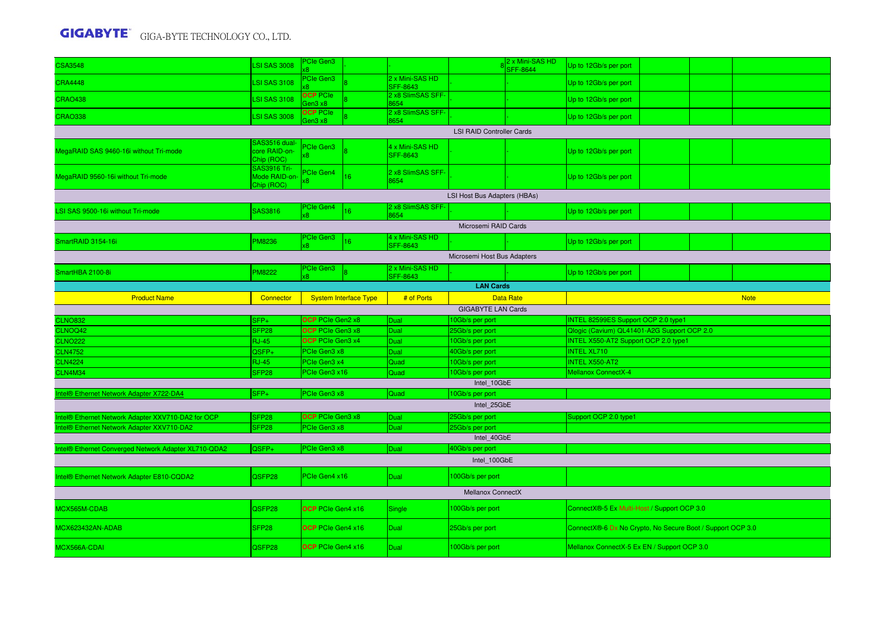| | | | | | | | | | | |
|---|---|---|---|---|---|---|---|---|---|---|
| CSA3548 | LSI SAS 3008 | PCIe Gen3 x8 | - | - | | 8 | 2 x Mini-SAS HD SFF-8644 | Up to 12Gb/s per port | | |
| CRA4448 | LSI SAS 3108 | PCIe Gen3 x8 | 8 | 2 x Mini-SAS HD SFF-8643 | - | - | | Up to 12Gb/s per port | | |
| CRAO438 | LSI SAS 3108 | OCP PCIe Gen3 x8 | 8 | 2 x8 SlimSAS SFF-8654 | - | - | | Up to 12Gb/s per port | | |
| CRAO338 | LSI SAS 3008 | OCP PCIe Gen3 x8 | 8 | 2 x8 SlimSAS SFF-8654 | - | - | | Up to 12Gb/s per port | | |
| LSI RAID Controller Cards | | | | | | | | | | |
| MegaRAID SAS 9460-16i without Tri-mode | SAS3516 dual-core RAID-on-Chip (ROC) | PCIe Gen3 x8 | 8 | 4 x Mini-SAS HD SFF-8643 | - | - | | Up to 12Gb/s per port | | |
| MegaRAID 9560-16i without Tri-mode | SAS3916 Tri-Mode RAID-on-Chip (ROC) | PCIe Gen4 x8 | 16 | 2 x8 SlimSAS SFF-8654 | - | - | | Up to 12Gb/s per port | | |
| LSI Host Bus Adapters (HBAs) | | | | | | | | | | |
| LSI SAS 9500-16i without Tri-mode | SAS3816 | PCIe Gen4 x8 | 16 | 2 x8 SlimSAS SFF-8654 | - | - | | Up to 12Gb/s per port | | |
| Microsemi RAID Cards | | | | | | | | | | |
| SmartRAID 3154-16i | PM8236 | PCIe Gen3 x8 | 16 | 4 x Mini-SAS HD SFF-8643 | - | - | | Up to 12Gb/s per port | | |
| Microsemi Host Bus Adapters | | | | | | | | | | |
| SmartHBA 2100-8i | PM8222 | PCIe Gen3 x8 | 8 | 2 x Mini-SAS HD SFF-8643 | - | - | | Up to 12Gb/s per port | | |

**LAN Cards**

| Product Name | Connector | System Interface Type | # of Ports | Data Rate | Note |
|---|---|---|---|---|---|
| GIGABYTE LAN Cards | | | | | |
| CLNO832 | SFP+ | OCP PCIe Gen2 x8 | Dual | 10Gb/s per port | INTEL 82599ES Support OCP 2.0 type1 |
| CLNOQ42 | SFP28 | OCP PCIe Gen3 x8 | Dual | 25Gb/s per port | Qlogic (Cavium) QL41401-A2G Support OCP 2.0 |
| CLNO222 | RJ-45 | OCP PCIe Gen3 x4 | Dual | 10Gb/s per port | INTEL X550-AT2 Support OCP 2.0 type1 |
| CLN4752 | QSFP+ | PCIe Gen3 x8 | Dual | 40Gb/s per port | INTEL XL710 |
| CLN4224 | RJ-45 | PCIe Gen3 x4 | Quad | 10Gb/s per port | INTEL X550-AT2 |
| CLN4M34 | SFP28 | PCIe Gen3 x16 | Quad | 10Gb/s per port | Mellanox ConnectX-4 |
| Intel_10GbE | | | | | |
| Intel® Ethernet Network Adapter X722-DA4 | SFP+ | PCIe Gen3 x8 | Quad | 10Gb/s per port | |
| Intel_25GbE | | | | | |
| Intel® Ethernet Network Adapter XXV710-DA2 for OCP | SFP28 | OCP PCIe Gen3 x8 | Dual | 25Gb/s per port | Support OCP 2.0 type1 |
| Intel® Ethernet Network Adapter XXV710-DA2 | SFP28 | PCIe Gen3 x8 | Dual | 25Gb/s per port | |
| Intel_40GbE | | | | | |
| Intel® Ethernet Converged Network Adapter XL710-QDA2 | QSFP+ | PCIe Gen3 x8 | Dual | 40Gb/s per port | |
| Intel_100GbE | | | | | |
| Intel® Ethernet Network Adapter E810-CQDA2 | QSFP28 | PCIe Gen4 x16 | Dual | 100Gb/s per port | |
| Mellanox ConnectX | | | | | |
| MCX565M-CDAB | QSFP28 | OCP PCIe Gen4 x16 | Single | 100Gb/s per port | ConnectX®-5 Ex Multi-Host / Support OCP 3.0 |
| MCX623432AN-ADAB | SFP28 | OCP PCIe Gen4 x16 | Dual | 25Gb/s per port | ConnectX®-6 Dx No Crypto, No Secure Boot / Support OCP 3.0 |
| MCX566A-CDAI | QSFP28 | OCP PCIe Gen4 x16 | Dual | 100Gb/s per port | Mellanox ConnectX-5 Ex EN / Support OCP 3.0 |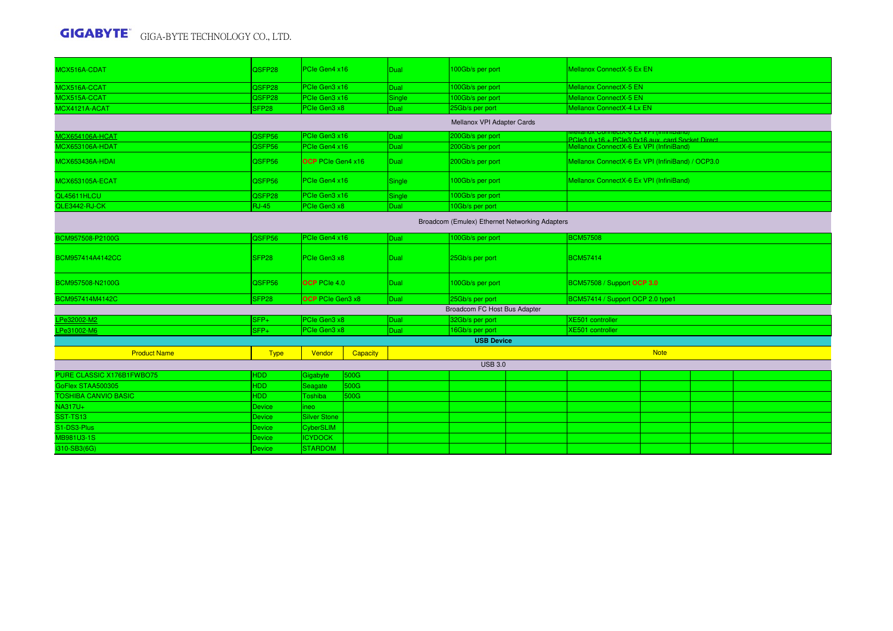| | | | | | |
|---|---|---|---|---|---|
| MCX516A-CDAT | QSFP28 | PCIe Gen4 x16 | Dual | 100Gb/s per port | Mellanox ConnectX-5 Ex EN |
| MCX516A-CCAT | QSFP28 | PCIe Gen3 x16 | Dual | 100Gb/s per port | Mellanox ConnectX-5 EN |
| MCX515A-CCAT | QSFP28 | PCIe Gen3 x16 | Single | 100Gb/s per port | Mellanox ConnectX-5 EN |
| MCX4121A-ACAT | SFP28 | PCIe Gen3 x8 | Dual | 25Gb/s per port | Mellanox ConnectX-4 Lx EN |
| Mellanox VPI Adapter Cards | | | | | |
| MCX654106A-HCAT | QSFP56 | PCIe Gen3 x16 | Dual | 200Gb/s per port | Mellanox ConnectX-6 Ex VPI (InfiniBand) PCIe3.0 x16 + PCIe3.0x16 aux. card Socket Direct |
| MCX653106A-HDAT | QSFP56 | PCIe Gen4 x16 | Dual | 200Gb/s per port | Mellanox ConnectX-6 Ex VPI (InfiniBand) |
| MCX653436A-HDAI | QSFP56 | OCP PCIe Gen4 x16 | Dual | 200Gb/s per port | Mellanox ConnectX-6 Ex VPI (InfiniBand) / OCP3.0 |
| MCX653105A-ECAT | QSFP56 | PCIe Gen4 x16 | Single | 100Gb/s per port | Mellanox ConnectX-6 Ex VPI (InfiniBand) |
| QL45611HLCU | QSFP28 | PCIe Gen3 x16 | Single | 100Gb/s per port | |
| QLE3442-RJ-CK | RJ-45 | PCIe Gen3 x8 | Dual | 10Gb/s per port | |
| Broadcom (Emulex) Ethernet Networking Adapters | | | | | |
| BCM957508-P2100G | QSFP56 | PCIe Gen4 x16 | Dual | 100Gb/s per port | BCM57508 |
| BCM957414A4142CC | SFP28 | PCIe Gen3 x8 | Dual | 25Gb/s per port | BCM57414 |
| BCM957508-N2100G | QSFP56 | OCP PCIe 4.0 | Dual | 100Gb/s per port | BCM57508 / Support OCP 3.0 |
| BCM957414M4142C | SFP28 | OCP PCIe Gen3 x8 | Dual | 25Gb/s per port | BCM57414 / Support OCP 2.0 type1 |
| Broadcom FC Host Bus Adapter | | | | | |
| LPe32002-M2 | SFP+ | PCIe Gen3 x8 | Dual | 32Gb/s per port | XE501 controller |
| LPe31002-M6 | SFP+ | PCIe Gen3 x8 | Dual | 16Gb/s per port | XE501 controller |

**USB Device**

| Product Name | Type | Vendor | Capacity | Note |
|---|---|---|---|---|
| USB 3.0 | | | | |
| PURE CLASSIC X176B1FWBO75 | HDD | Gigabyte | 500G | |
| GoFlex STAA500305 | HDD | Seagate | 500G | |
| TOSHIBA CANVIO BASIC | HDD | Toshiba | 500G | |
| NA317U+ | Device | ineo | | |
| SST-TS13 | Device | Silver Stone | | |
| S1-DS3-Plus | Device | CyberSLIM | | |
| MB981U3-1S | Device | ICYDOCK | | |
| i310-SB3(6G) | Device | STARDOM | | |